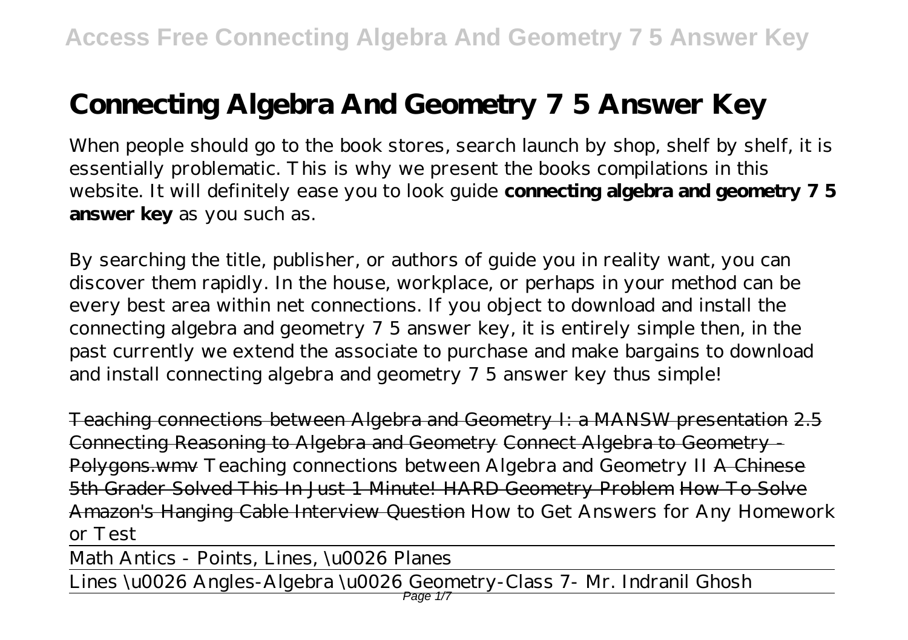# Connecting Algebra And Geometry 7 5 Answer Key

When people should go to the book stores, search launch by shop, shelf by shelf, it is essentially problematic. This is why we present the books compilations in this website. It will definitely ease you to look guide **connecting algebra and geometry 7 5 answer key** as you such as.

By searching the title, publisher, or authors of guide you in reality want, you can discover them rapidly. In the house, workplace, or perhaps in your method can be every best area within net connections. If you object to download and install the connecting algebra and geometry 7 5 answer key, it is entirely simple then, in the past currently we extend the associate to purchase and make bargains to download and install connecting algebra and geometry 7 5 answer key thus simple!

Teaching connections between Algebra and Geometry I: a MANSW presentation 2.5 Connecting Reasoning to Algebra and Geometry Connect Algebra to Geometry - Polygons.wmv *Teaching connections between Algebra and Geometry II* A Chinese 5th Grader Solved This In Just 1 Minute! HARD Geometry Problem How To Solve Amazon's Hanging Cable Interview Question *How to Get Answers for Any Homework or Test*

Math Antics - Points, Lines, \u0026 Planes

Lines \u0026 Angles-Algebra \u0026 Geometry-Class 7- Mr. Indranil Ghosh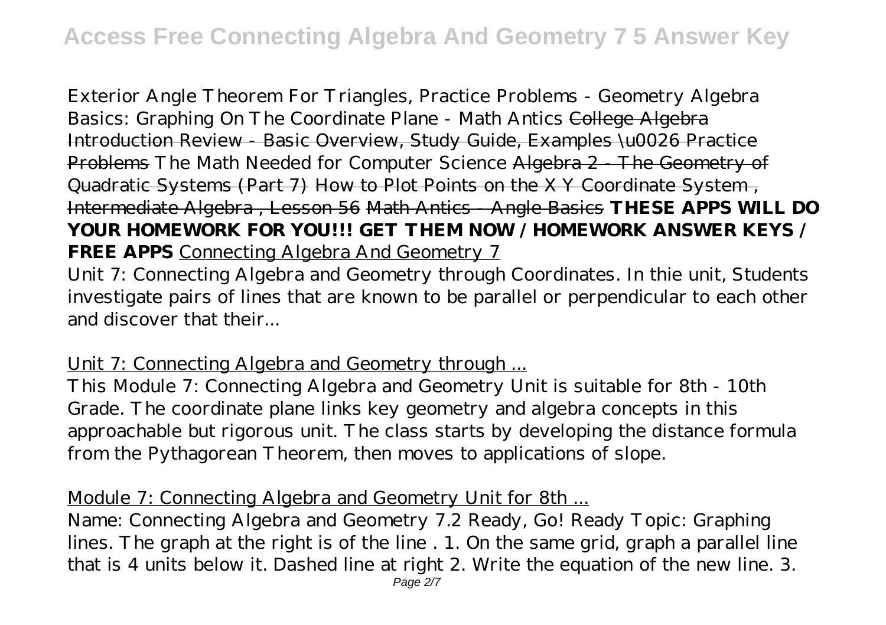Exterior Angle Theorem For Triangles, Practice Problems - Geometry Algebra Basics: Graphing On The Coordinate Plane - Math Antics ~~College Algebra Introduction Review - Basic Overview, Study Guide, Examples \u0026 Practice Problems~~ The Math Needed for Computer Science ~~Algebra 2 - The Geometry of Quadratic Systems (Part 7)~~ ~~How to Plot Points on the X Y Coordinate System , Intermediate Algebra , Lesson 56~~ ~~Math Antics - Angle Basics~~ **THESE APPS WILL DO YOUR HOMEWORK FOR YOU!!! GET THEM NOW / HOMEWORK ANSWER KEYS / FREE APPS** Connecting Algebra And Geometry 7

Unit 7: Connecting Algebra and Geometry through Coordinates. In thie unit, Students investigate pairs of lines that are known to be parallel or perpendicular to each other and discover that their...

Unit 7: Connecting Algebra and Geometry through ...

This Module 7: Connecting Algebra and Geometry Unit is suitable for 8th - 10th Grade. The coordinate plane links key geometry and algebra concepts in this approachable but rigorous unit. The class starts by developing the distance formula from the Pythagorean Theorem, then moves to applications of slope.

Module 7: Connecting Algebra and Geometry Unit for 8th ...

Name: Connecting Algebra and Geometry 7.2 Ready, Go! Ready Topic: Graphing lines. The graph at the right is of the line . 1. On the same grid, graph a parallel line that is 4 units below it. Dashed line at right 2. Write the equation of the new line. 3.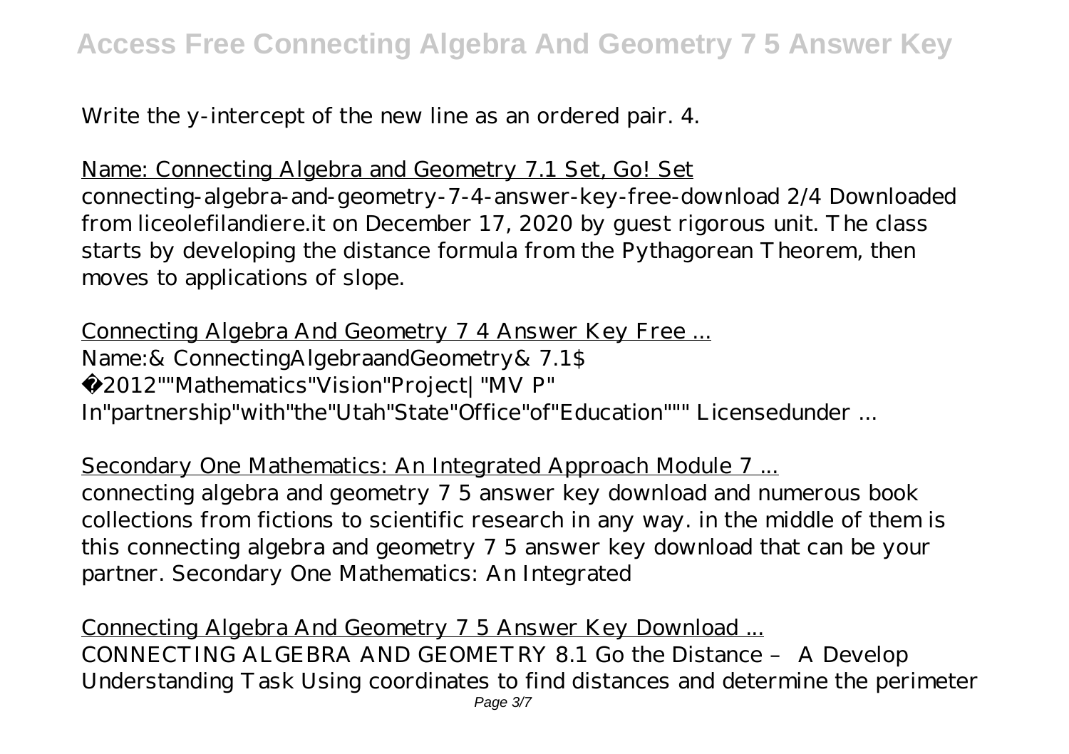Write the y-intercept of the new line as an ordered pair. 4.

Name: Connecting Algebra and Geometry 7.1 Set, Go! Set

connecting-algebra-and-geometry-7-4-answer-key-free-download 2/4 Downloaded from liceolefilandiere.it on December 17, 2020 by guest rigorous unit. The class starts by developing the distance formula from the Pythagorean Theorem, then moves to applications of slope.

Connecting Algebra And Geometry 7 4 Answer Key Free ...

Name:& ConnectingAlgebraandGeometry& 7.1$ ©2012""Mathematics"Vision"Project|"MV P" In"partnership"with"the"Utah"State"Office"of"Education""" Licensedunder ...

Secondary One Mathematics: An Integrated Approach Module 7 ...

connecting algebra and geometry 7 5 answer key download and numerous book collections from fictions to scientific research in any way. in the middle of them is this connecting algebra and geometry 7 5 answer key download that can be your partner. Secondary One Mathematics: An Integrated

Connecting Algebra And Geometry 7 5 Answer Key Download ...

CONNECTING ALGEBRA AND GEOMETRY 8.1 Go the Distance – A Develop Understanding Task Using coordinates to find distances and determine the perimeter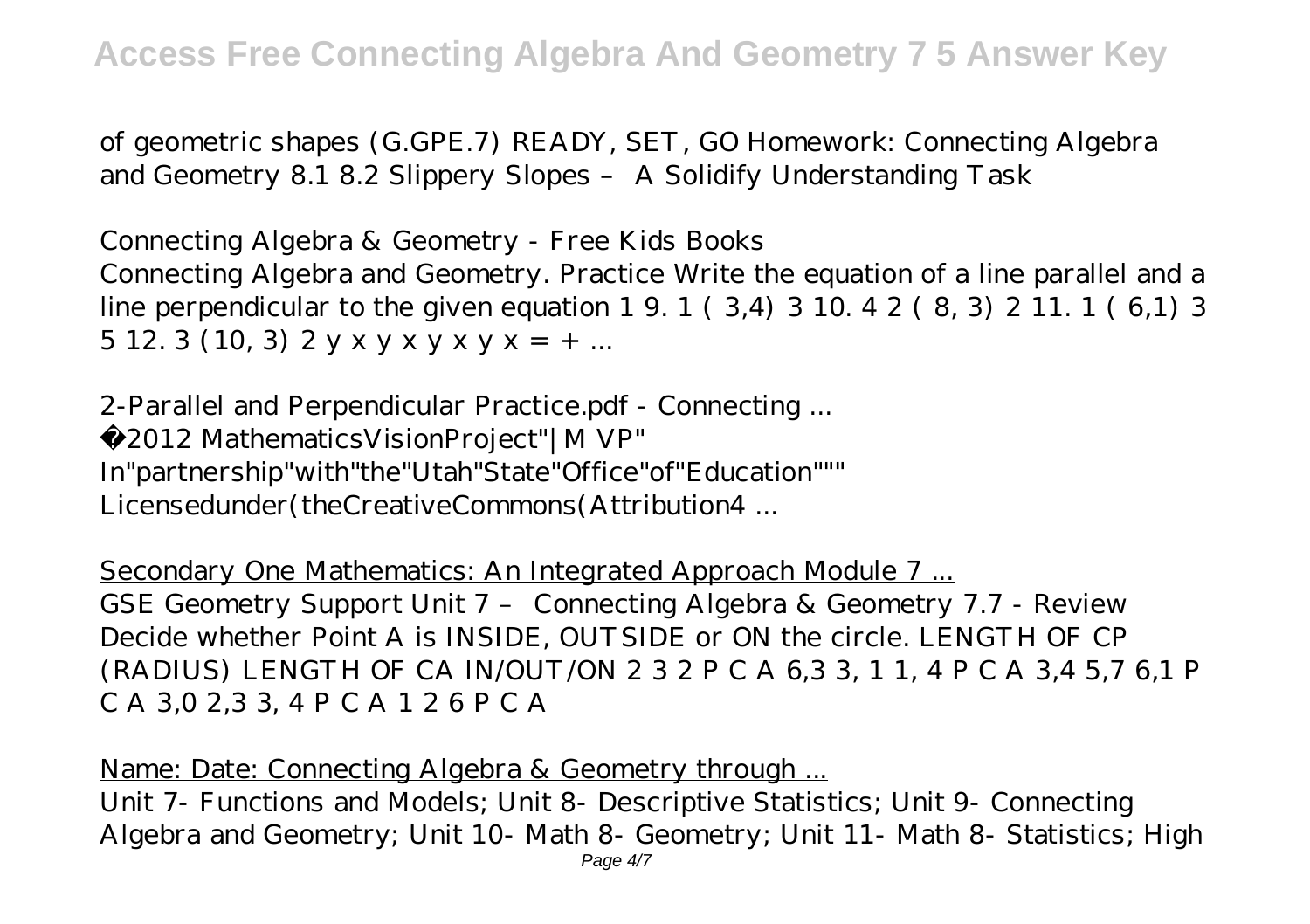of geometric shapes (G.GPE.7) READY, SET, GO Homework: Connecting Algebra and Geometry 8.1 8.2 Slippery Slopes – A Solidify Understanding Task

Connecting Algebra & Geometry - Free Kids Books

Connecting Algebra and Geometry. Practice Write the equation of a line parallel and a line perpendicular to the given equation 1 9. 1 ( 3,4) 3 10. 4 2 ( 8, 3) 2 11. 1 ( 6,1) 3 5 12. 3 (10, 3) 2 y x y x y x y x = + ...

2-Parallel and Perpendicular Practice.pdf - Connecting ...

©2012 MathematicsVisionProject"|M VP" In"partnership"with"the"Utah"State"Office"of"Education""" Licensedunder(theCreativeCommons(Attribution4 ...

Secondary One Mathematics: An Integrated Approach Module 7 ...

GSE Geometry Support Unit 7 – Connecting Algebra & Geometry 7.7 - Review Decide whether Point A is INSIDE, OUTSIDE or ON the circle. LENGTH OF CP (RADIUS) LENGTH OF CA IN/OUT/ON 2 3 2 P C A 6,3 3, 1 1, 4 P C A 3,4 5,7 6,1 P C A 3,0 2,3 3, 4 P C A 1 2 6 P C A

Name: Date: Connecting Algebra & Geometry through ...

Unit 7- Functions and Models; Unit 8- Descriptive Statistics; Unit 9- Connecting Algebra and Geometry; Unit 10- Math 8- Geometry; Unit 11- Math 8- Statistics; High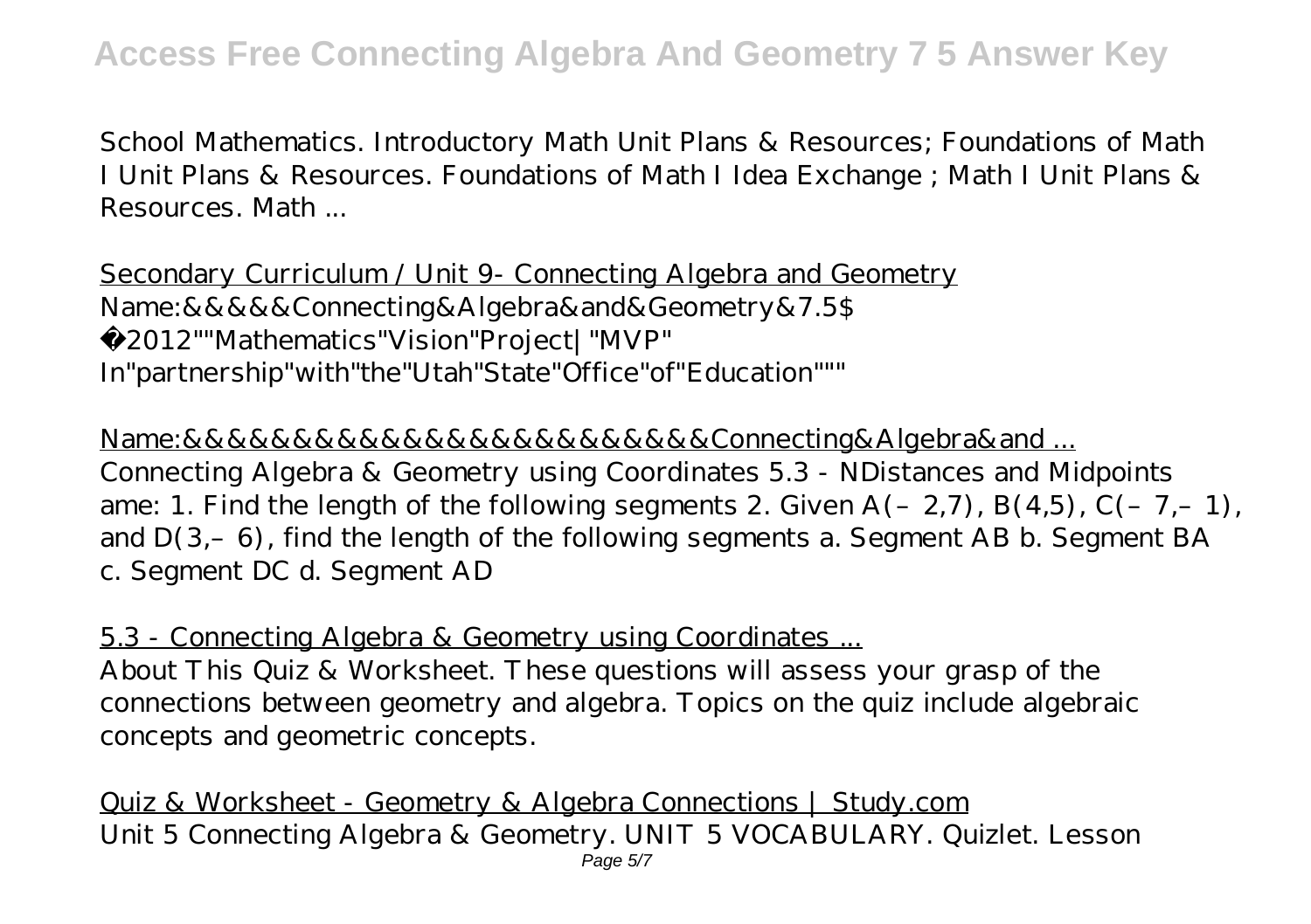School Mathematics. Introductory Math Unit Plans & Resources; Foundations of Math I Unit Plans & Resources. Foundations of Math I Idea Exchange ; Math I Unit Plans & Resources. Math ...

Secondary Curriculum / Unit 9- Connecting Algebra and Geometry
Name:&&&&&Connecting&Algebra&and&Geometry&7.5$
©2012""Mathematics"Vision"Project|"MVP"
In"partnership"with"the"Utah"State"Office"of"Education"""

Name:&&&&&&&&&&&&&&&&&&&&&&&Connecting&Algebra&and ...
Connecting Algebra & Geometry using Coordinates 5.3 - NDistances and Midpoints ame: 1. Find the length of the following segments 2. Given $A(-2,7)$, $B(4,5)$, $C(-7,-1)$, and $D(3,-6)$, find the length of the following segments a. Segment AB b. Segment BA c. Segment DC d. Segment AD

5.3 - Connecting Algebra & Geometry using Coordinates ...
About This Quiz & Worksheet. These questions will assess your grasp of the connections between geometry and algebra. Topics on the quiz include algebraic concepts and geometric concepts.

Quiz & Worksheet - Geometry & Algebra Connections | Study.com
Unit 5 Connecting Algebra & Geometry. UNIT 5 VOCABULARY. Quizlet. Lesson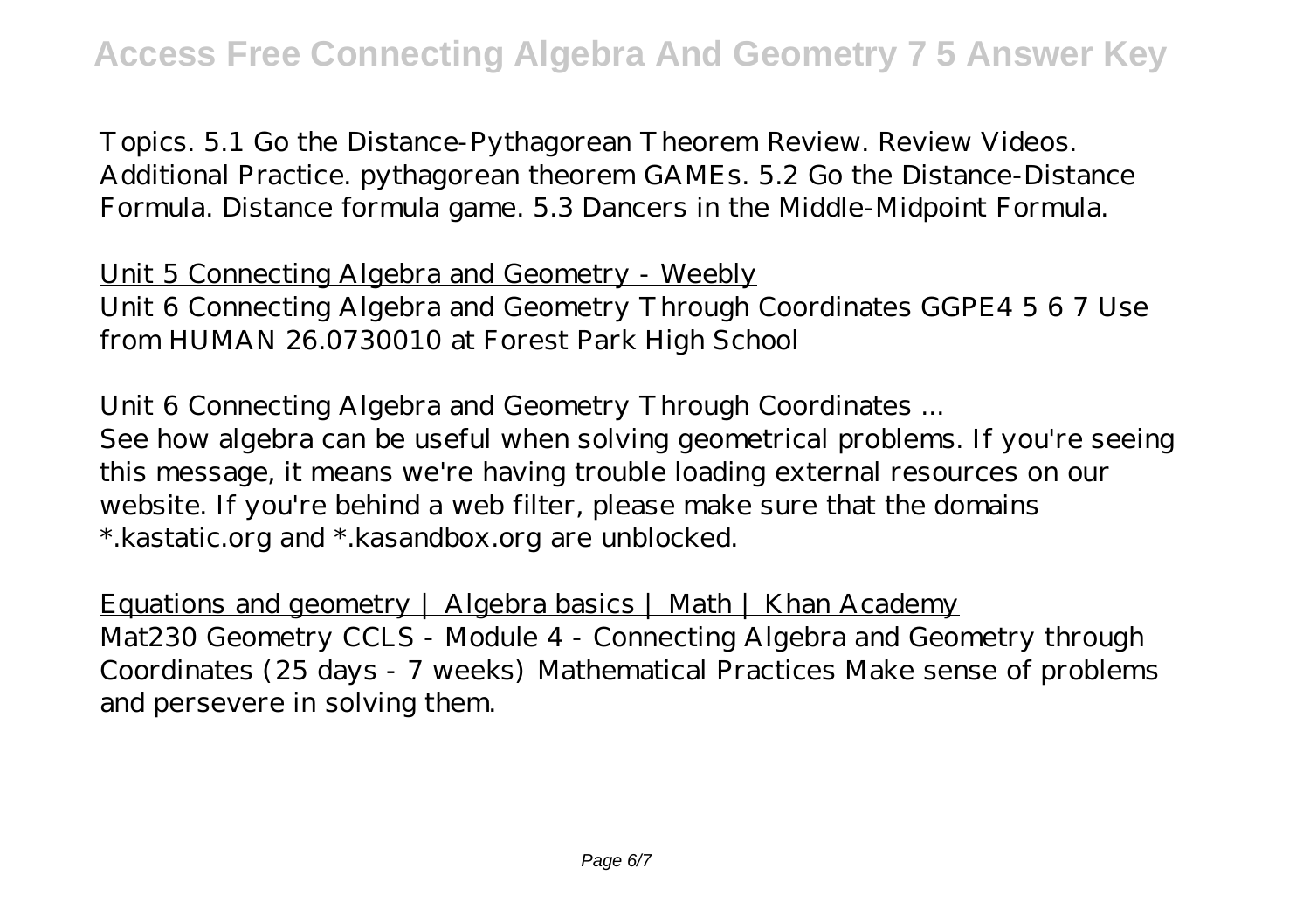Topics. 5.1 Go the Distance-Pythagorean Theorem Review. Review Videos. Additional Practice. pythagorean theorem GAMEs. 5.2 Go the Distance-Distance Formula. Distance formula game. 5.3 Dancers in the Middle-Midpoint Formula.

Unit 5 Connecting Algebra and Geometry - Weebly

Unit 6 Connecting Algebra and Geometry Through Coordinates GGPE4 5 6 7 Use from HUMAN 26.0730010 at Forest Park High School

Unit 6 Connecting Algebra and Geometry Through Coordinates ...

See how algebra can be useful when solving geometrical problems. If you're seeing this message, it means we're having trouble loading external resources on our website. If you're behind a web filter, please make sure that the domains *.kastatic.org and *.kasandbox.org are unblocked.

Equations and geometry | Algebra basics | Math | Khan Academy

Mat230 Geometry CCLS - Module 4 - Connecting Algebra and Geometry through Coordinates (25 days - 7 weeks) Mathematical Practices Make sense of problems and persevere in solving them.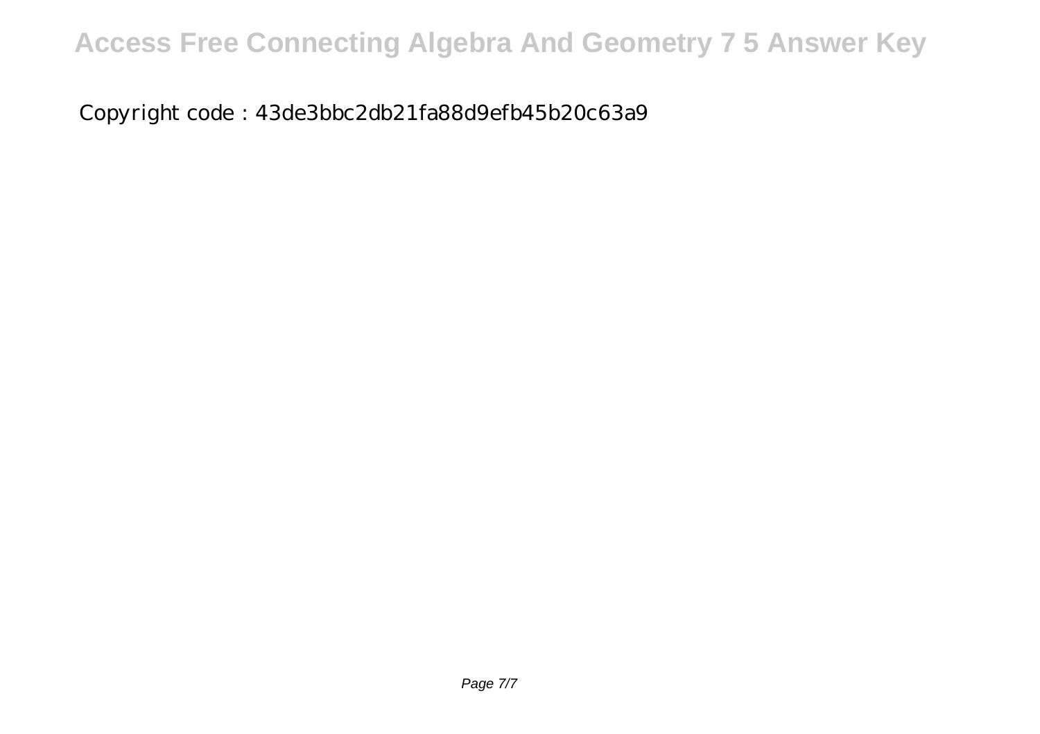Copyright code : 43de3bbc2db21fa88d9efb45b20c63a9